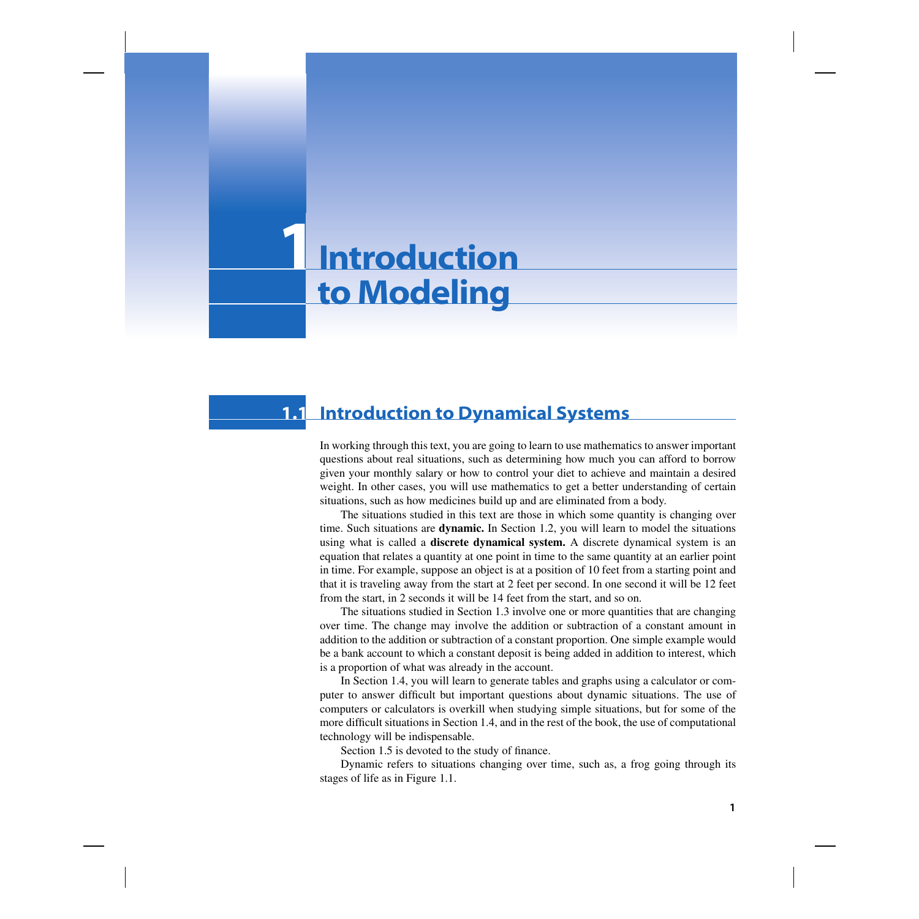# 1 Introduction to Modeling

## 1.1 Introduction to Dynamical Systems

In working through this text, you are going to learn to use mathematics to answer important questions about real situations, such as determining how much you can afford to borrow given your monthly salary or how to control your diet to achieve and maintain a desired weight. In other cases, you will use mathematics to get a better understanding of certain situations, such as how medicines build up and are eliminated from a body.

The situations studied in this text are those in which some quantity is changing over time. Such situations are **dynamic.** In Section 1.2, you will learn to model the situations using what is called a **discrete dynamical system.** A discrete dynamical system is an equation that relates a quantity at one point in time to the same quantity at an earlier point in time. For example, suppose an object is at a position of 10 feet from a starting point and that it is traveling away from the start at 2 feet per second. In one second it will be 12 feet from the start, in 2 seconds it will be 14 feet from the start, and so on.

The situations studied in Section 1.3 involve one or more quantities that are changing over time. The change may involve the addition or subtraction of a constant amount in addition to the addition or subtraction of a constant proportion. One simple example would be a bank account to which a constant deposit is being added in addition to interest, which is a proportion of what was already in the account.

In Section 1.4, you will learn to generate tables and graphs using a calculator or computer to answer difficult but important questions about dynamic situations. The use of computers or calculators is overkill when studying simple situations, but for some of the more difficult situations in Section 1.4, and in the rest of the book, the use of computational technology will be indispensable.

Section 1.5 is devoted to the study of finance.

Dynamic refers to situations changing over time, such as, a frog going through its stages of life as in Figure 1.1.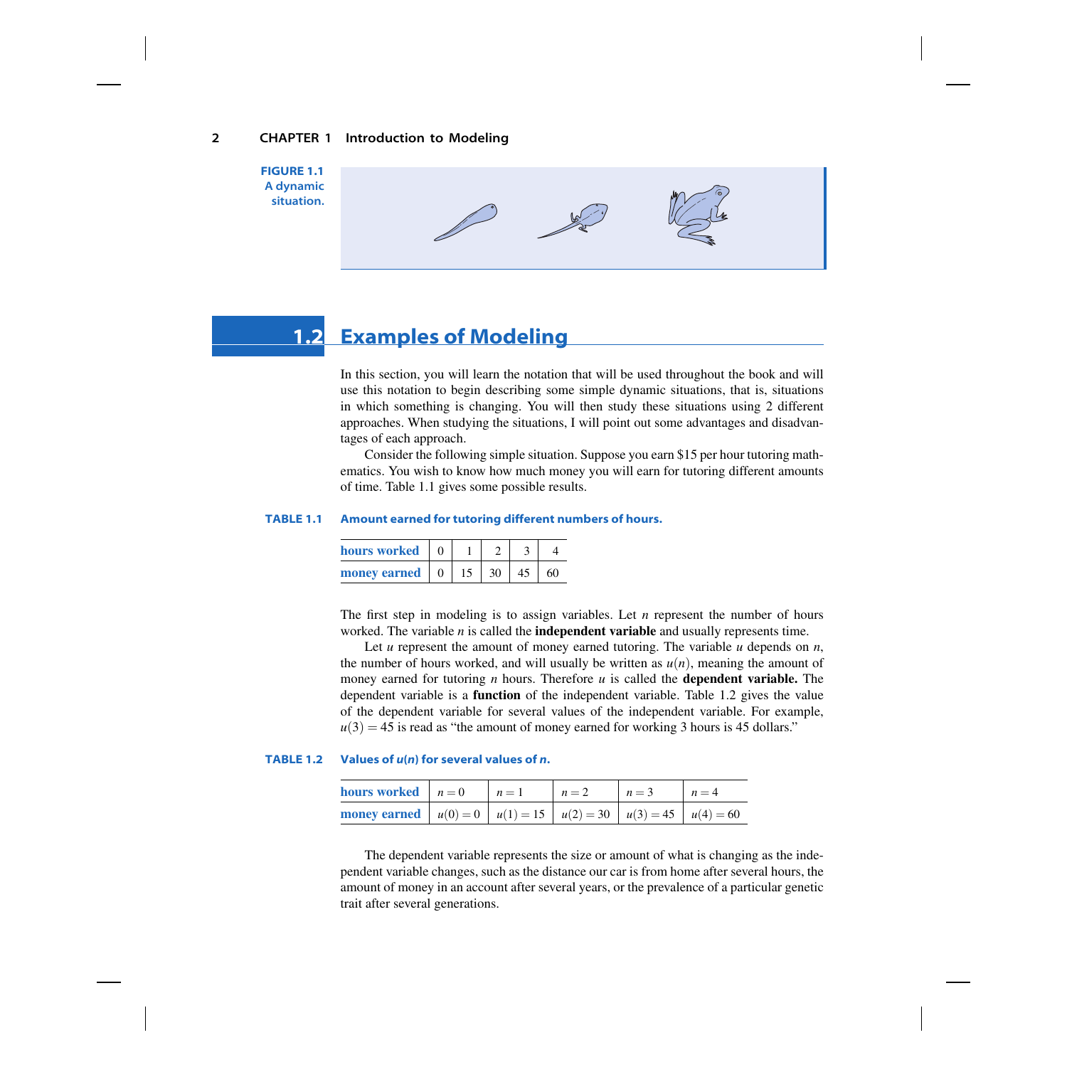**FIGURE 1.1** A dynamic situation.

## 1.2 Examples of Modeling

In this section, you will learn the notation that will be used throughout the book and will use this notation to begin describing some simple dynamic situations, that is, situations in which something is changing. You will then study these situations using 2 different approaches. When studying the situations, I will point out some advantages and disadvantages of each approach.

Consider the following simple situation. Suppose you earn \$15 per hour tutoring mathematics. You wish to know how much money you will earn for tutoring different amounts of time. Table 1.1 gives some possible results.

**TABLE 1.1 Amount earned for tutoring different numbers of hours.**

| hours worked | 0 | 1 | 2 | 3 | 4 |
|---|---|---|---|---|---|
| money earned | 0 | 15 | 30 | 45 | 60 |

The first step in modeling is to assign variables. Let $n$ represent the number of hours worked. The variable $n$ is called the **independent variable** and usually represents time.

Let $u$ represent the amount of money earned tutoring. The variable $u$ depends on $n$, the number of hours worked, and will usually be written as $u(n)$, meaning the amount of money earned for tutoring $n$ hours. Therefore $u$ is called the **dependent variable.** The dependent variable is a **function** of the independent variable. Table 1.2 gives the value of the dependent variable for several values of the independent variable. For example, $u(3) = 45$ is read as "the amount of money earned for working 3 hours is 45 dollars."

**TABLE 1.2 Values of $u(n)$ for several values of $n$.**

| hours worked | $n = 0$ | $n = 1$ | $n = 2$ | $n = 3$ | $n = 4$ |
|---|---|---|---|---|---|
| money earned | $u(0) = 0$ | $u(1) = 15$ | $u(2) = 30$ | $u(3) = 45$ | $u(4) = 60$ |

The dependent variable represents the size or amount of what is changing as the independent variable changes, such as the distance our car is from home after several hours, the amount of money in an account after several years, or the prevalence of a particular genetic trait after several generations.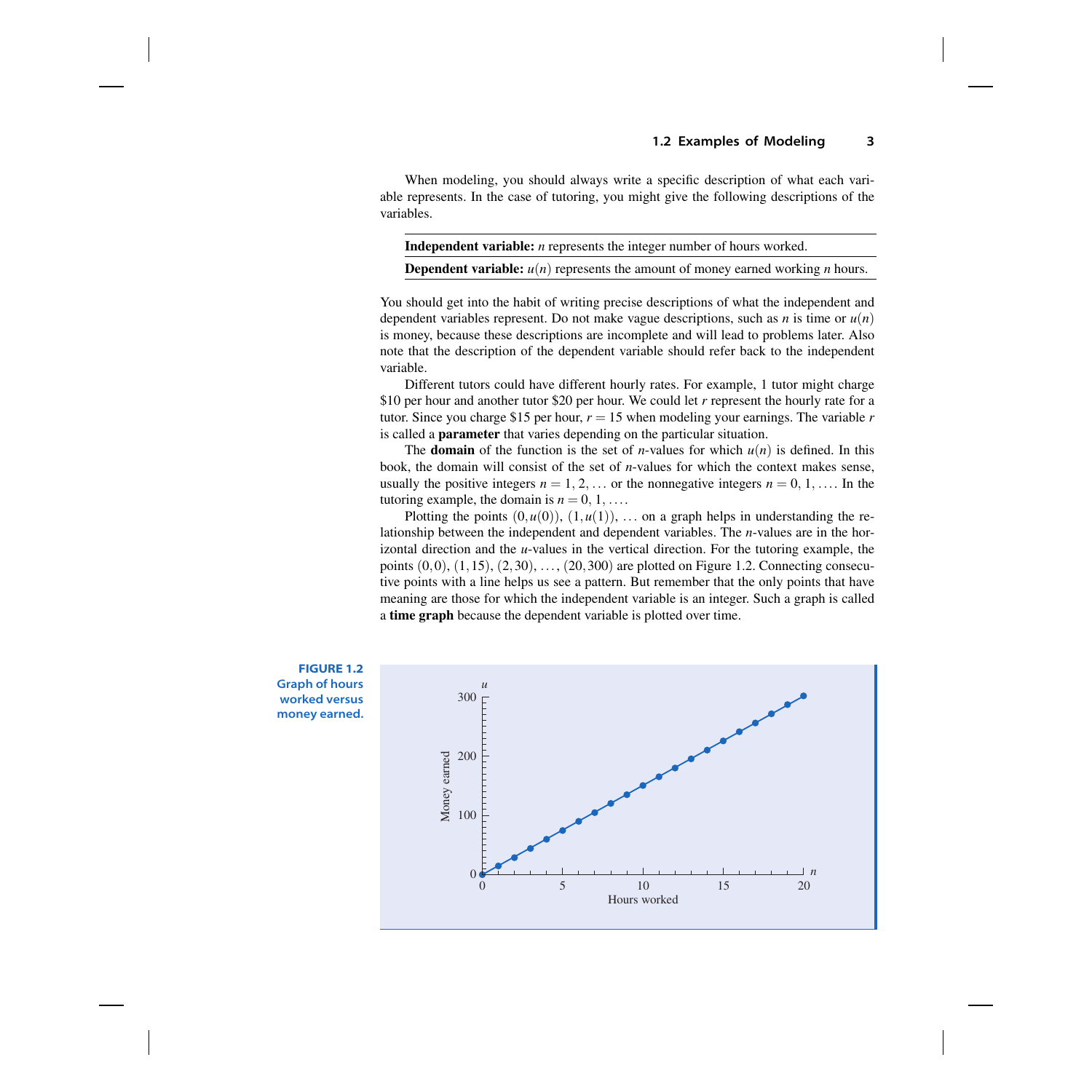When modeling, you should always write a specific description of what each variable represents. In the case of tutoring, you might give the following descriptions of the variables.

| | |
|---|---|
| **Independent variable:** $n$ represents the integer number of hours worked. | |
| **Dependent variable:** $u(n)$ represents the amount of money earned working $n$ hours. | |

You should get into the habit of writing precise descriptions of what the independent and dependent variables represent. Do not make vague descriptions, such as $n$ is time or $u(n)$ is money, because these descriptions are incomplete and will lead to problems later. Also note that the description of the dependent variable should refer back to the independent variable.

Different tutors could have different hourly rates. For example, 1 tutor might charge \$10 per hour and another tutor \$20 per hour. We could let $r$ represent the hourly rate for a tutor. Since you charge \$15 per hour, $r = 15$ when modeling your earnings. The variable $r$ is called a **parameter** that varies depending on the particular situation.

The **domain** of the function is the set of $n$-values for which $u(n)$ is defined. In this book, the domain will consist of the set of $n$-values for which the context makes sense, usually the positive integers $n = 1, 2, \ldots$ or the nonnegative integers $n = 0, 1, \ldots$. In the tutoring example, the domain is $n = 0, 1, \ldots$.

Plotting the points $(0, u(0))$, $(1, u(1))$, $\ldots$ on a graph helps in understanding the relationship between the independent and dependent variables. The $n$-values are in the horizontal direction and the $u$-values in the vertical direction. For the tutoring example, the points $(0, 0)$, $(1, 15)$, $(2, 30)$, $\ldots$, $(20, 300)$ are plotted on Figure 1.2. Connecting consecutive points with a line helps us see a pattern. But remember that the only points that have meaning are those for which the independent variable is an integer. Such a graph is called a **time graph** because the dependent variable is plotted over time.

u
300
200
100
0
Money earned
0
5
10
15
20
n
Hours worked

**FIGURE 1.2** Graph of hours worked versus money earned.